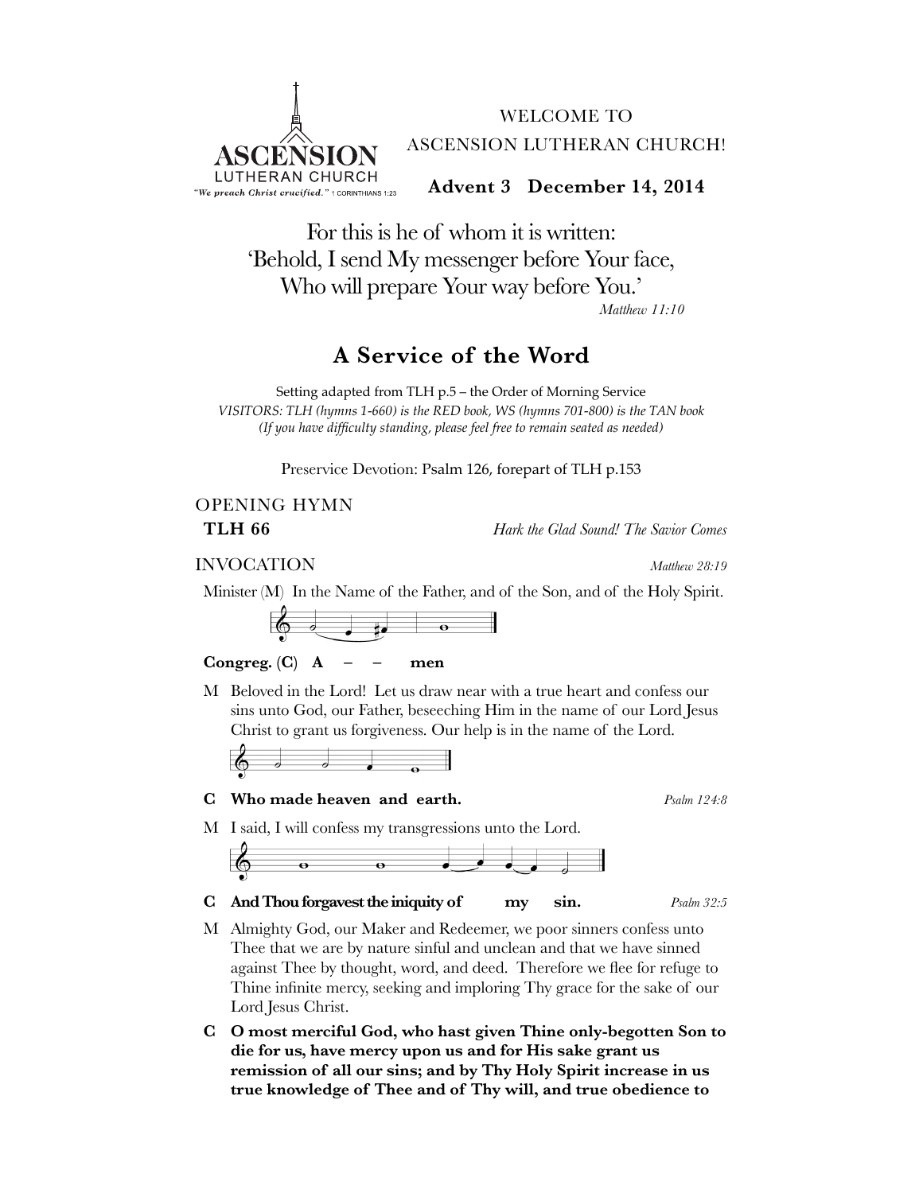ASCENSION LUTHERAN CHURCH
"*We preach Christ crucified.*" 1 CORINTHIANS 1:23

WELCOME TO
ASCENSION LUTHERAN CHURCH!

**Advent 3   December 14, 2014**

For this is he of whom it is written:
'Behold, I send My messenger before Your face,
Who will prepare Your way before You.'
*Matthew 11:10*

# A Service of the Word

Setting adapted from TLH p.5 – the Order of Morning Service
*VISITORS: TLH (hymns 1-660) is the RED book, WS (hymns 701-800) is the TAN book*
*(If you have difficulty standing, please feel free to remain seated as needed)*

Preservice Devotion: Psalm 126, forepart of TLH p.153

## OPENING HYMN

**TLH 66** *Hark the Glad Sound! The Savior Comes*

## INVOCATION

*Matthew 28:19*

Minister (M) In the Name of the Father, and of the Son, and of the Holy Spirit.

**Congreg. (C) A – – men**

M Beloved in the Lord! Let us draw near with a true heart and confess our sins unto God, our Father, beseeching Him in the name of our Lord Jesus Christ to grant us forgiveness. Our help is in the name of the Lord.

**C Who made heaven and earth.** *Psalm 124:8*

M I said, I will confess my transgressions unto the Lord.

**C And Thou forgavest the iniquity of my sin.** *Psalm 32:5*

M Almighty God, our Maker and Redeemer, we poor sinners confess unto Thee that we are by nature sinful and unclean and that we have sinned against Thee by thought, word, and deed. Therefore we flee for refuge to Thine infinite mercy, seeking and imploring Thy grace for the sake of our Lord Jesus Christ.

**C O most merciful God, who hast given Thine only-begotten Son to die for us, have mercy upon us and for His sake grant us remission of all our sins; and by Thy Holy Spirit increase in us true knowledge of Thee and of Thy will, and true obedience to**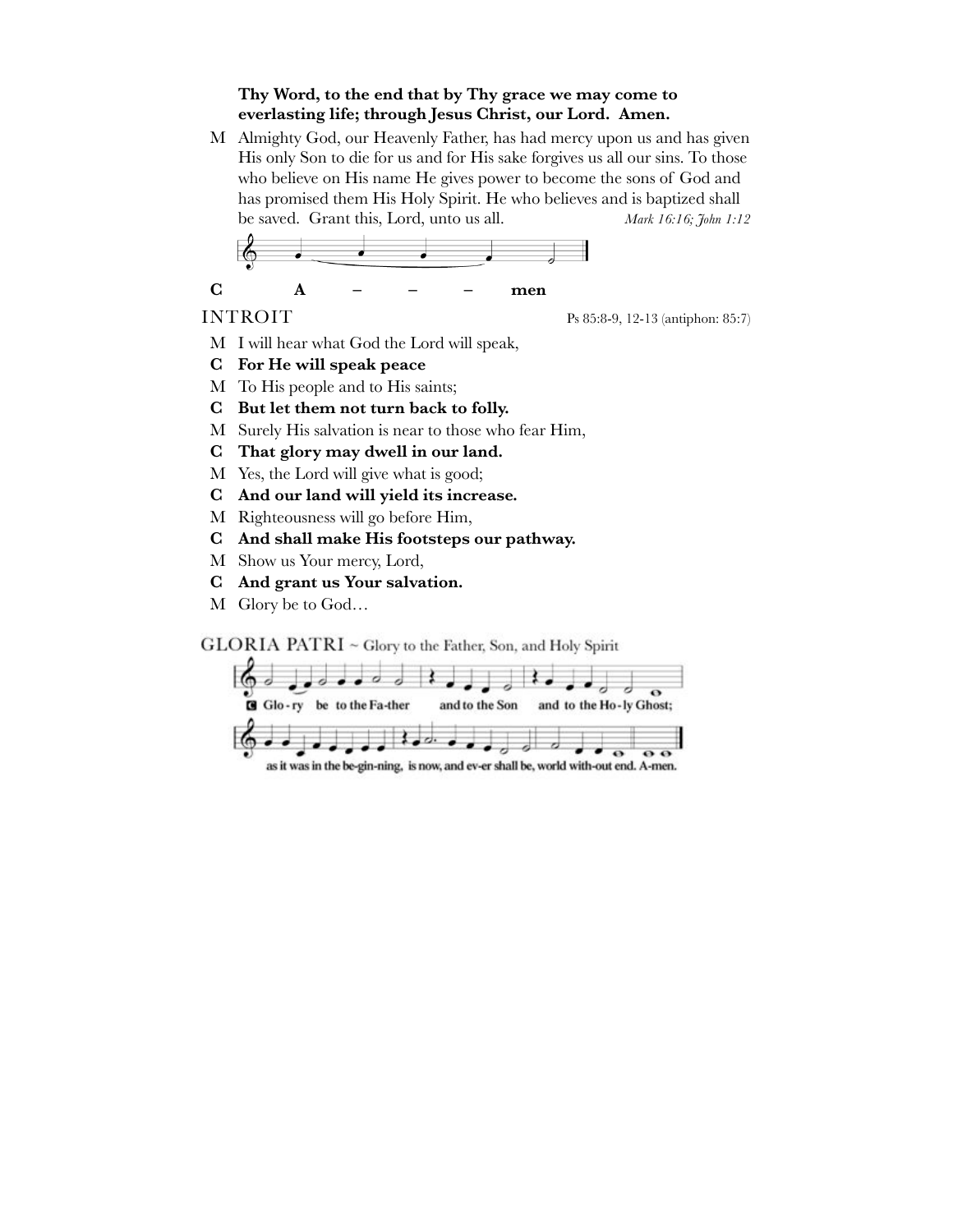**Thy Word, to the end that by Thy grace we may come to everlasting life; through Jesus Christ, our Lord. Amen.**

M Almighty God, our Heavenly Father, has had mercy upon us and has given His only Son to die for us and for His sake forgives us all our sins. To those who believe on His name He gives power to become the sons of God and has promised them His Holy Spirit. He who believes and is baptized shall be saved. Grant this, Lord, unto us all. *Mark 16:16; John 1:12*

**C A – – – men**

## INTROIT

Ps 85:8-9, 12-13 (antiphon: 85:7)

M I will hear what God the Lord will speak,

**C For He will speak peace**

M To His people and to His saints;

**C But let them not turn back to folly.**

M Surely His salvation is near to those who fear Him,

**C That glory may dwell in our land.**

M Yes, the Lord will give what is good;

**C And our land will yield its increase.**

M Righteousness will go before Him,

**C And shall make His footsteps our pathway.**

M Show us Your mercy, Lord,

**C And grant us Your salvation.**

M Glory be to God…

## GLORIA PATRI ~ Glory to the Father, Son, and Holy Spirit

**C** Glo-ry be to the Fa-ther and to the Son and to the Ho-ly Ghost; as it was in the be-gin-ning, is now, and ev-er shall be, world with-out end. A-men.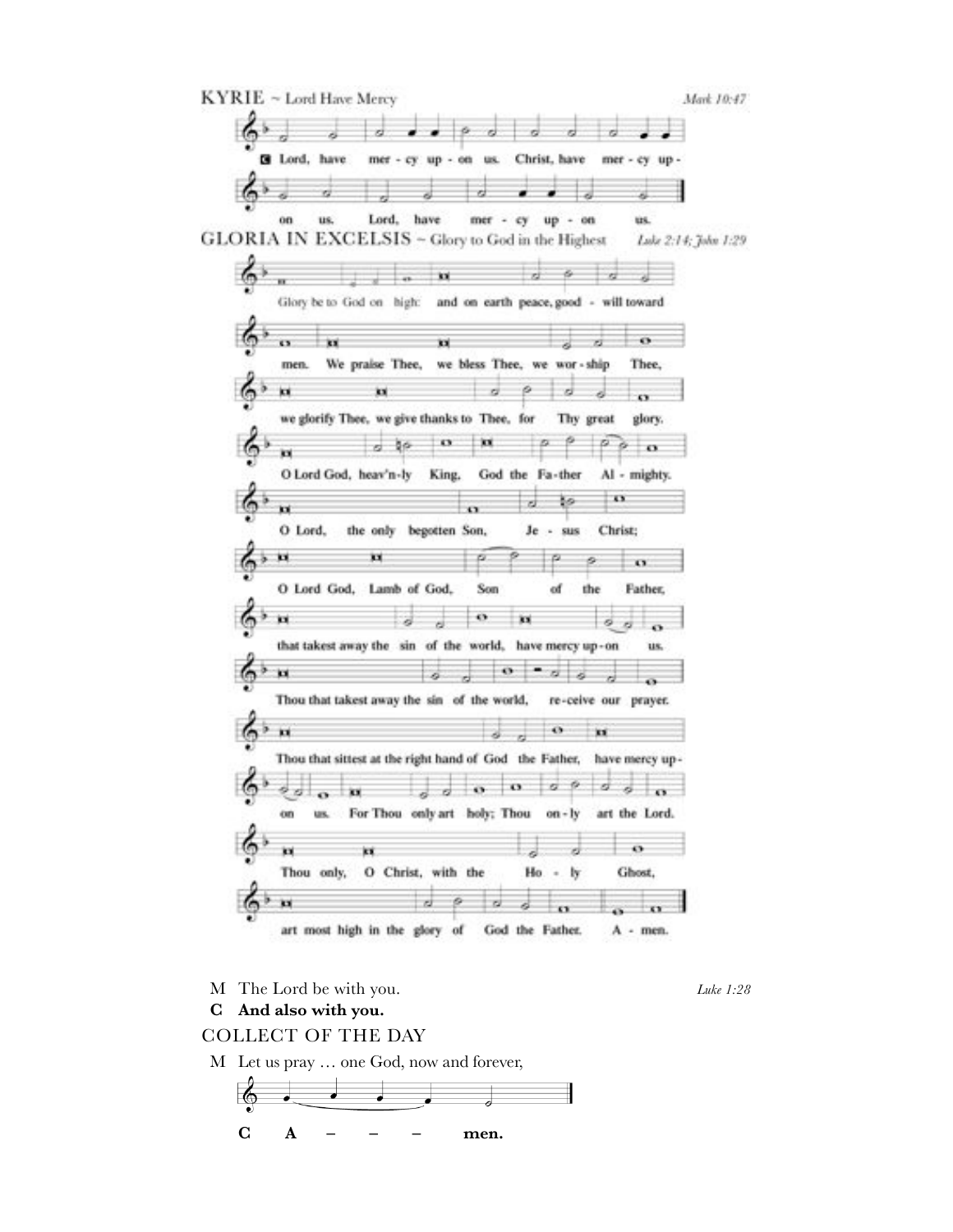## KYRIE ~ Lord Have Mercy

*Mark 10:47*

**C** Lord, have mer - cy up - on us. Christ, have mer - cy up - on us. Lord, have mer - cy up - on us.

## GLORIA IN EXCELSIS ~ Glory to God in the Highest

*Luke 2:14; John 1:29*

Glory be to God on high: and on earth peace, good - will toward men. We praise Thee, we bless Thee, we wor - ship Thee, we glorify Thee, we give thanks to Thee, for Thy great glory. O Lord God, heav'n-ly King, God the Fa-ther Al - mighty. O Lord, the only begotten Son, Je - sus Christ; O Lord God, Lamb of God, Son of the Father, that takest away the sin of the world, have mercy up-on us. Thou that takest away the sin of the world, re-ceive our prayer. Thou that sittest at the right hand of God the Father, have mercy up - on us. For Thou only art holy; Thou on - ly art the Lord. Thou only, O Christ, with the Ho - ly Ghost, art most high in the glory of God the Father. A - men.

M The Lord be with you. *Luke 1:28*

**C And also with you.**

## COLLECT OF THE DAY

M Let us pray … one God, now and forever,

**C A – – – men.**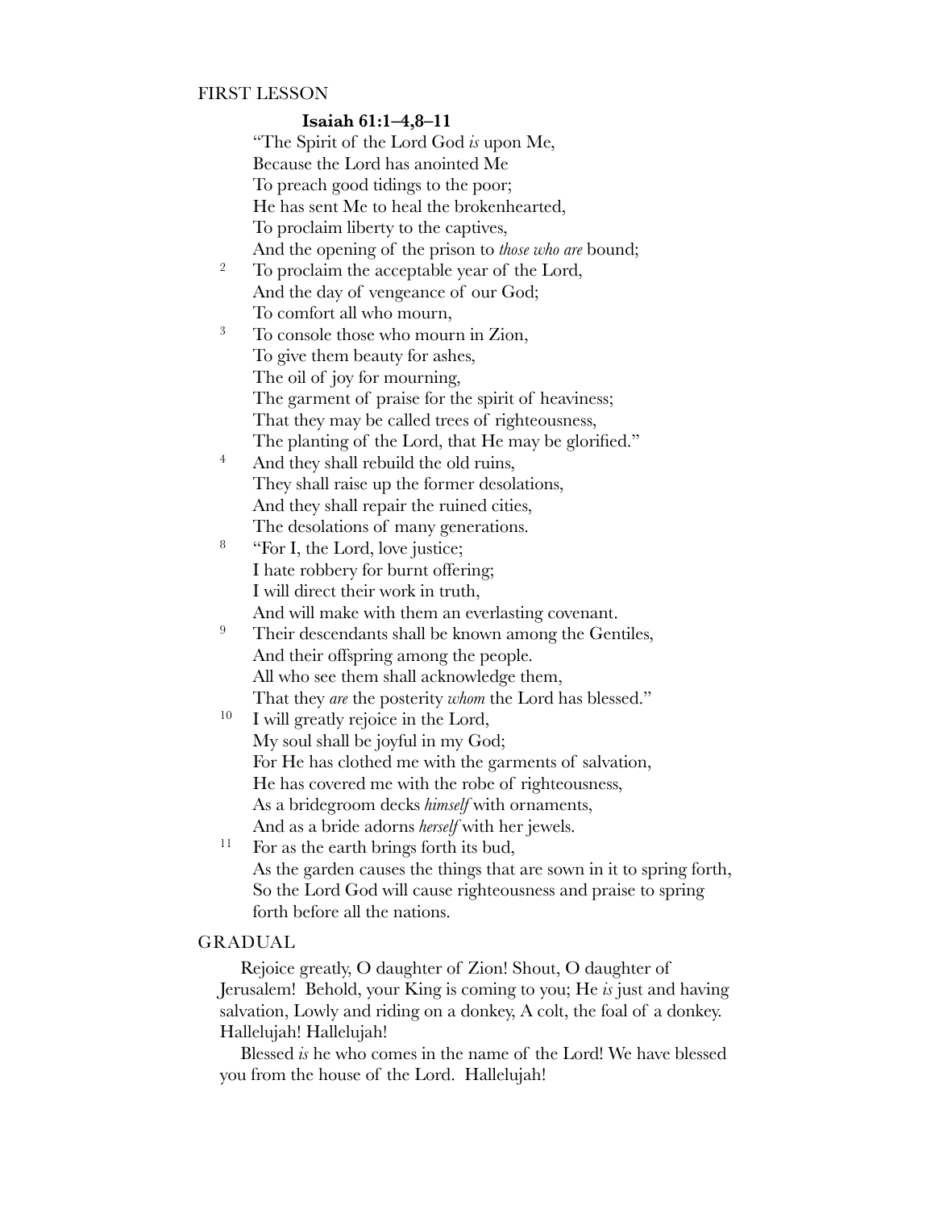## FIRST LESSON

### **Isaiah 61:1–4,8–11**

"The Spirit of the Lord God *is* upon Me,
Because the Lord has anointed Me
To preach good tidings to the poor;
He has sent Me to heal the brokenhearted,
To proclaim liberty to the captives,
And the opening of the prison to *those who are* bound;
[2] To proclaim the acceptable year of the Lord,
And the day of vengeance of our God;
To comfort all who mourn,
[3] To console those who mourn in Zion,
To give them beauty for ashes,
The oil of joy for mourning,
The garment of praise for the spirit of heaviness;
That they may be called trees of righteousness,
The planting of the Lord, that He may be glorified."
[4] And they shall rebuild the old ruins,
They shall raise up the former desolations,
And they shall repair the ruined cities,
The desolations of many generations.
[8] "For I, the Lord, love justice;
I hate robbery for burnt offering;
I will direct their work in truth,
And will make with them an everlasting covenant.
[9] Their descendants shall be known among the Gentiles,
And their offspring among the people.
All who see them shall acknowledge them,
That they *are* the posterity *whom* the Lord has blessed."
[10] I will greatly rejoice in the Lord,
My soul shall be joyful in my God;
For He has clothed me with the garments of salvation,
He has covered me with the robe of righteousness,
As a bridegroom decks *himself* with ornaments,
And as a bride adorns *herself* with her jewels.
[11] For as the earth brings forth its bud,
As the garden causes the things that are sown in it to spring forth,
So the Lord God will cause righteousness and praise to spring forth before all the nations.

## GRADUAL

Rejoice greatly, O daughter of Zion! Shout, O daughter of Jerusalem! Behold, your King is coming to you; He *is* just and having salvation, Lowly and riding on a donkey, A colt, the foal of a donkey. Hallelujah! Hallelujah!

Blessed *is* he who comes in the name of the Lord! We have blessed you from the house of the Lord. Hallelujah!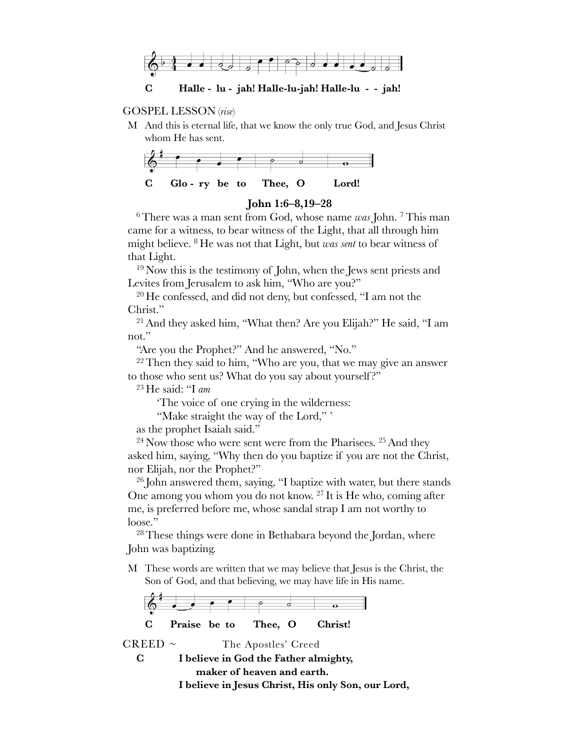**C Halle - lu - jah! Halle-lu-jah! Halle-lu - - jah!**

GOSPEL LESSON (*rise*)

M And this is eternal life, that we know the only true God, and Jesus Christ whom He has sent.

**C Glo - ry be to Thee, O Lord!**

**John 1:6–8,19–28**

[6] There was a man sent from God, whose name *was* John. [7] This man came for a witness, to bear witness of the Light, that all through him might believe. [8] He was not that Light, but *was sent* to bear witness of that Light.

[19] Now this is the testimony of John, when the Jews sent priests and Levites from Jerusalem to ask him, "Who are you?"

[20] He confessed, and did not deny, but confessed, "I am not the Christ."

[21] And they asked him, "What then? Are you Elijah?" He said, "I am not."

"Are you the Prophet?" And he answered, "No."

[22] Then they said to him, "Who are you, that we may give an answer to those who sent us? What do you say about yourself?"

[23] He said: "I *am*

'The voice of one crying in the wilderness:
"Make straight the way of the Lord," '

as the prophet Isaiah said."

[24] Now those who were sent were from the Pharisees. [25] And they asked him, saying, "Why then do you baptize if you are not the Christ, nor Elijah, nor the Prophet?"

[26] John answered them, saying, "I baptize with water, but there stands One among you whom you do not know. [27] It is He who, coming after me, is preferred before me, whose sandal strap I am not worthy to loose."

[28] These things were done in Bethabara beyond the Jordan, where John was baptizing.

M These words are written that we may believe that Jesus is the Christ, the Son of God, and that believing, we may have life in His name.

**C Praise be to Thee, O Christ!**

CREED ~ The Apostles' Creed

**C I believe in God the Father almighty,**
**maker of heaven and earth.**
**I believe in Jesus Christ, His only Son, our Lord,**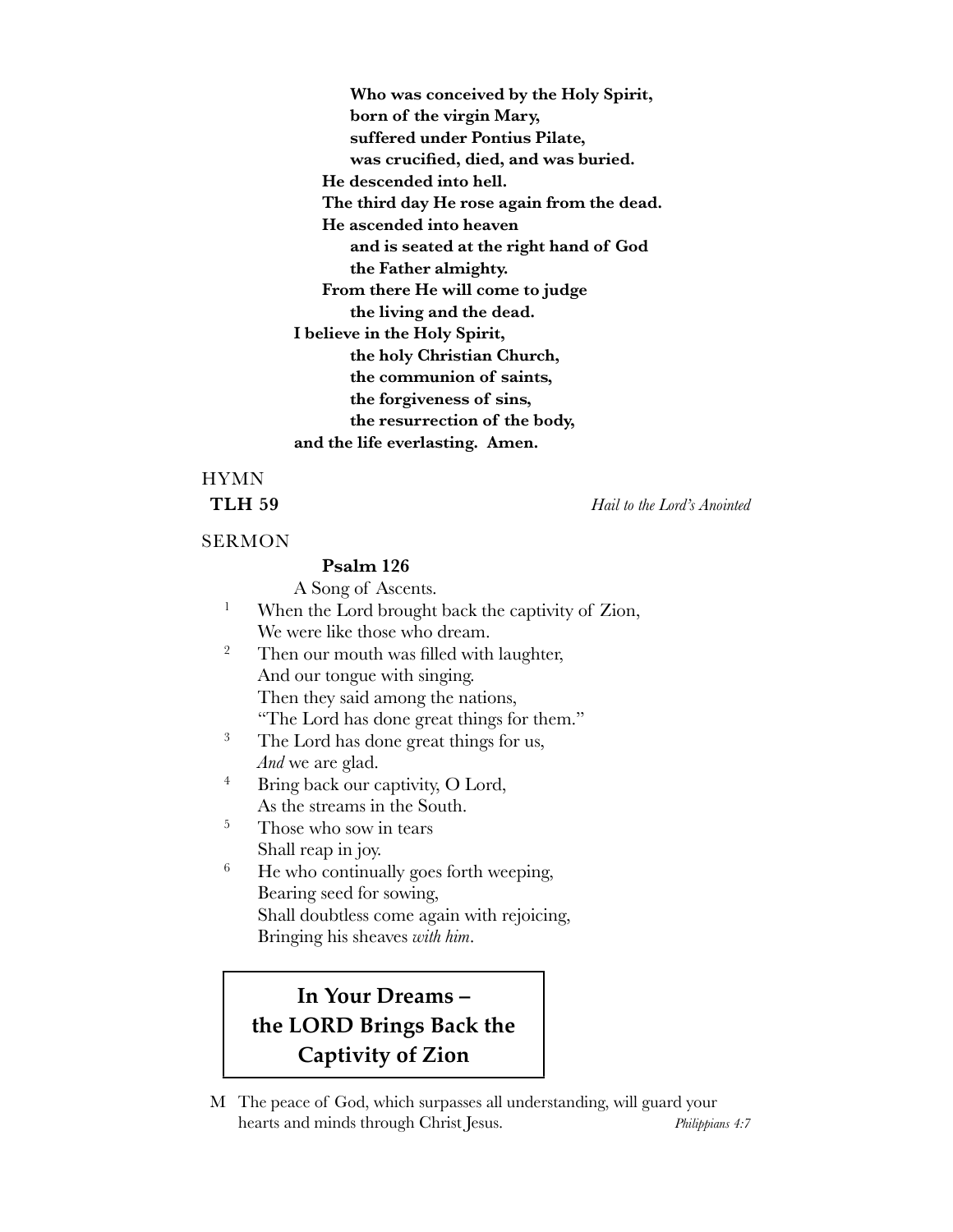**Who was conceived by the Holy Spirit,**
**born of the virgin Mary,**
**suffered under Pontius Pilate,**
**was crucified, died, and was buried.**
**He descended into hell.**
**The third day He rose again from the dead.**
**He ascended into heaven**
**and is seated at the right hand of God**
**the Father almighty.**
**From there He will come to judge**
**the living and the dead.**
**I believe in the Holy Spirit,**
**the holy Christian Church,**
**the communion of saints,**
**the forgiveness of sins,**
**the resurrection of the body,**
**and the life everlasting. Amen.**

HYMN

**TLH 59** *Hail to the Lord's Anointed*

SERMON

**Psalm 126**

A Song of Ascents.

1 When the Lord brought back the captivity of Zion,
We were like those who dream.

2 Then our mouth was filled with laughter,
And our tongue with singing.
Then they said among the nations,
"The Lord has done great things for them."

3 The Lord has done great things for us,
*And* we are glad.

4 Bring back our captivity, O Lord,
As the streams in the South.

5 Those who sow in tears
Shall reap in joy.

6 He who continually goes forth weeping,
Bearing seed for sowing,
Shall doubtless come again with rejoicing,
Bringing his sheaves *with him*.

## In Your Dreams – the LORD Brings Back the Captivity of Zion

M The peace of God, which surpasses all understanding, will guard your hearts and minds through Christ Jesus. *Philippians 4:7*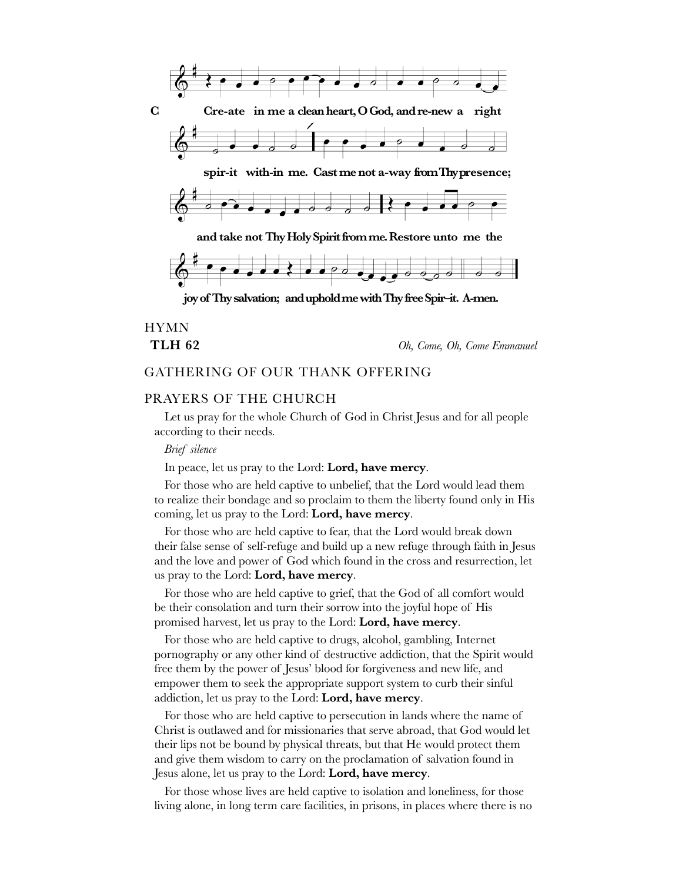C Create in me a clean heart, O God, and renew a right spirit within me. Cast me not away from Thy presence; and take not Thy Holy Spirit from me. Restore unto me the joy of Thy salvation; and uphold me with Thy free Spirit. Amen.

## HYMN

**TLH 62** *Oh, Come, Oh, Come Emmanuel*

## GATHERING OF OUR THANK OFFERING

## PRAYERS OF THE CHURCH

Let us pray for the whole Church of God in Christ Jesus and for all people according to their needs.

*Brief silence*

In peace, let us pray to the Lord: **Lord, have mercy**.

For those who are held captive to unbelief, that the Lord would lead them to realize their bondage and so proclaim to them the liberty found only in His coming, let us pray to the Lord: **Lord, have mercy**.

For those who are held captive to fear, that the Lord would break down their false sense of self-refuge and build up a new refuge through faith in Jesus and the love and power of God which found in the cross and resurrection, let us pray to the Lord: **Lord, have mercy**.

For those who are held captive to grief, that the God of all comfort would be their consolation and turn their sorrow into the joyful hope of His promised harvest, let us pray to the Lord: **Lord, have mercy**.

For those who are held captive to drugs, alcohol, gambling, Internet pornography or any other kind of destructive addiction, that the Spirit would free them by the power of Jesus' blood for forgiveness and new life, and empower them to seek the appropriate support system to curb their sinful addiction, let us pray to the Lord: **Lord, have mercy**.

For those who are held captive to persecution in lands where the name of Christ is outlawed and for missionaries that serve abroad, that God would let their lips not be bound by physical threats, but that He would protect them and give them wisdom to carry on the proclamation of salvation found in Jesus alone, let us pray to the Lord: **Lord, have mercy**.

For those whose lives are held captive to isolation and loneliness, for those living alone, in long term care facilities, in prisons, in places where there is no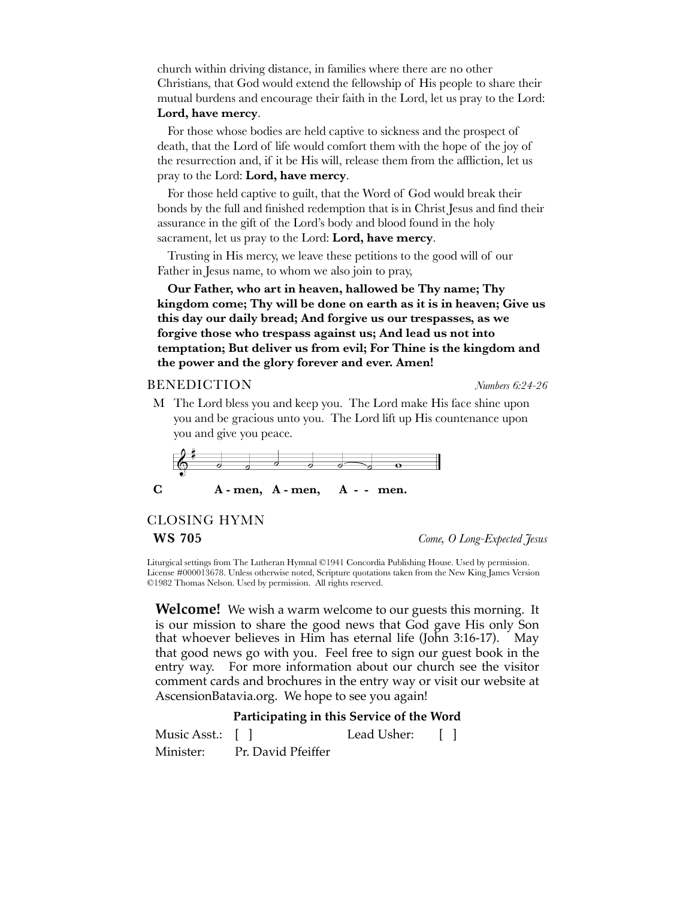church within driving distance, in families where there are no other Christians, that God would extend the fellowship of His people to share their mutual burdens and encourage their faith in the Lord, let us pray to the Lord: **Lord, have mercy**.

For those whose bodies are held captive to sickness and the prospect of death, that the Lord of life would comfort them with the hope of the joy of the resurrection and, if it be His will, release them from the affliction, let us pray to the Lord: **Lord, have mercy**.

For those held captive to guilt, that the Word of God would break their bonds by the full and finished redemption that is in Christ Jesus and find their assurance in the gift of the Lord's body and blood found in the holy sacrament, let us pray to the Lord: **Lord, have mercy**.

Trusting in His mercy, we leave these petitions to the good will of our Father in Jesus name, to whom we also join to pray,

**Our Father, who art in heaven, hallowed be Thy name; Thy kingdom come; Thy will be done on earth as it is in heaven; Give us this day our daily bread; And forgive us our trespasses, as we forgive those who trespass against us; And lead us not into temptation; But deliver us from evil; For Thine is the kingdom and the power and the glory forever and ever. Amen!**

## BENEDICTION *Numbers 6:24-26*

M The Lord bless you and keep you. The Lord make His face shine upon you and be gracious unto you. The Lord lift up His countenance upon you and give you peace.

C **A - men, A - men, A - - men.**

## CLOSING HYMN

**WS 705** *Come, O Long-Expected Jesus*

Liturgical settings from The Lutheran Hymnal ©1941 Concordia Publishing House. Used by permission. License #000013678. Unless otherwise noted, Scripture quotations taken from the New King James Version ©1982 Thomas Nelson. Used by permission. All rights reserved.

**Welcome!** We wish a warm welcome to our guests this morning. It is our mission to share the good news that God gave His only Son that whoever believes in Him has eternal life (John 3:16-17). May that good news go with you. Feel free to sign our guest book in the entry way. For more information about our church see the visitor comment cards and brochures in the entry way or visit our website at AscensionBatavia.org. We hope to see you again!

**Participating in this Service of the Word**

Music Asst.: [ ] Lead Usher: [ ]

Minister: Pr. David Pfeiffer